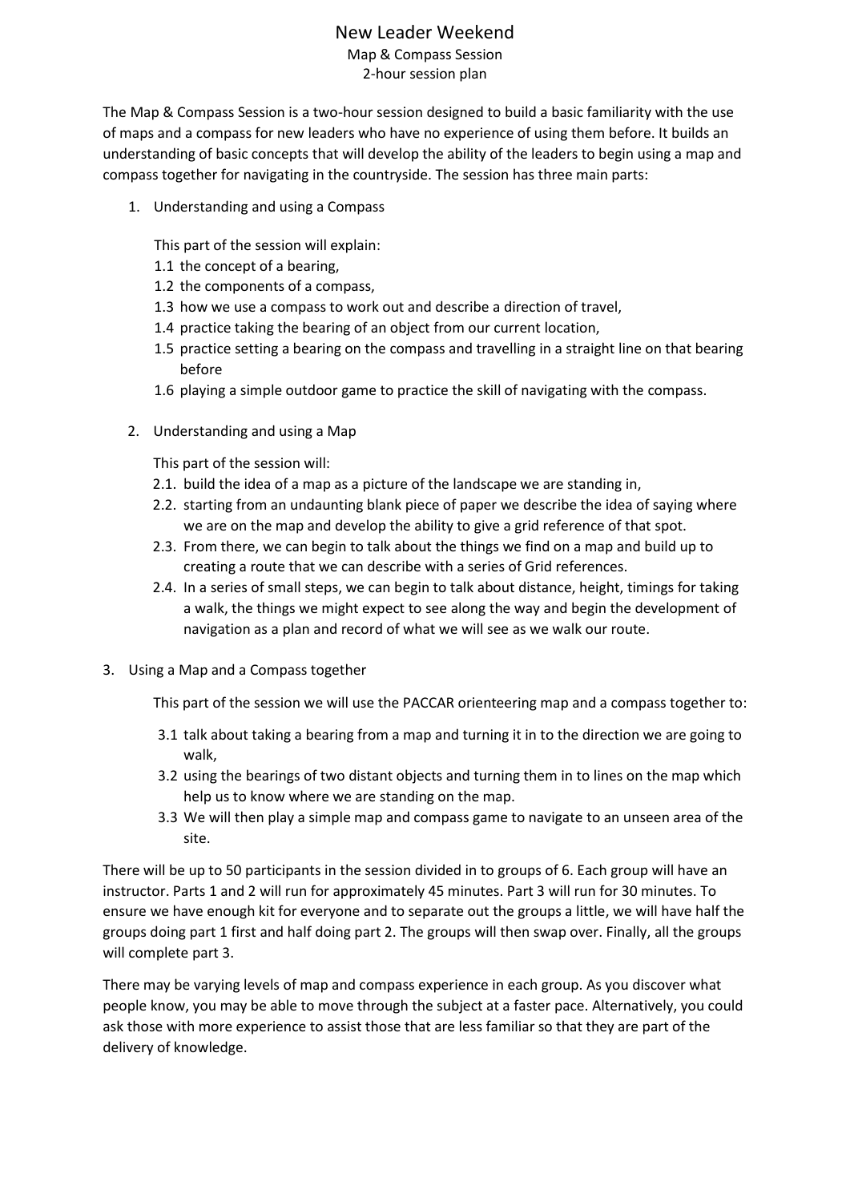# New Leader Weekend

## Map & Compass Session

### 2-hour session plan

The Map & Compass Session is a two-hour session designed to build a basic familiarity with the use of maps and a compass for new leaders who have no experience of using them before. It builds an understanding of basic concepts that will develop the ability of the leaders to begin using a map and compass together for navigating in the countryside. The session has three main parts:

1. Understanding and using a Compass

   This part of the session will explain:

   1.1 the concept of a bearing,
   1.2 the components of a compass,
   1.3 how we use a compass to work out and describe a direction of travel,
   1.4 practice taking the bearing of an object from our current location,
   1.5 practice setting a bearing on the compass and travelling in a straight line on that bearing before
   1.6 playing a simple outdoor game to practice the skill of navigating with the compass.

2. Understanding and using a Map

   This part of the session will:

   2.1. build the idea of a map as a picture of the landscape we are standing in,
   2.2. starting from an undaunting blank piece of paper we describe the idea of saying where we are on the map and develop the ability to give a grid reference of that spot.
   2.3. From there, we can begin to talk about the things we find on a map and build up to creating a route that we can describe with a series of Grid references.
   2.4. In a series of small steps, we can begin to talk about distance, height, timings for taking a walk, the things we might expect to see along the way and begin the development of navigation as a plan and record of what we will see as we walk our route.

3. Using a Map and a Compass together

   This part of the session we will use the PACCAR orienteering map and a compass together to:

   3.1 talk about taking a bearing from a map and turning it in to the direction we are going to walk,
   3.2 using the bearings of two distant objects and turning them in to lines on the map which help us to know where we are standing on the map.
   3.3 We will then play a simple map and compass game to navigate to an unseen area of the site.

There will be up to 50 participants in the session divided in to groups of 6. Each group will have an instructor. Parts 1 and 2 will run for approximately 45 minutes. Part 3 will run for 30 minutes. To ensure we have enough kit for everyone and to separate out the groups a little, we will have half the groups doing part 1 first and half doing part 2. The groups will then swap over. Finally, all the groups will complete part 3.

There may be varying levels of map and compass experience in each group. As you discover what people know, you may be able to move through the subject at a faster pace. Alternatively, you could ask those with more experience to assist those that are less familiar so that they are part of the delivery of knowledge.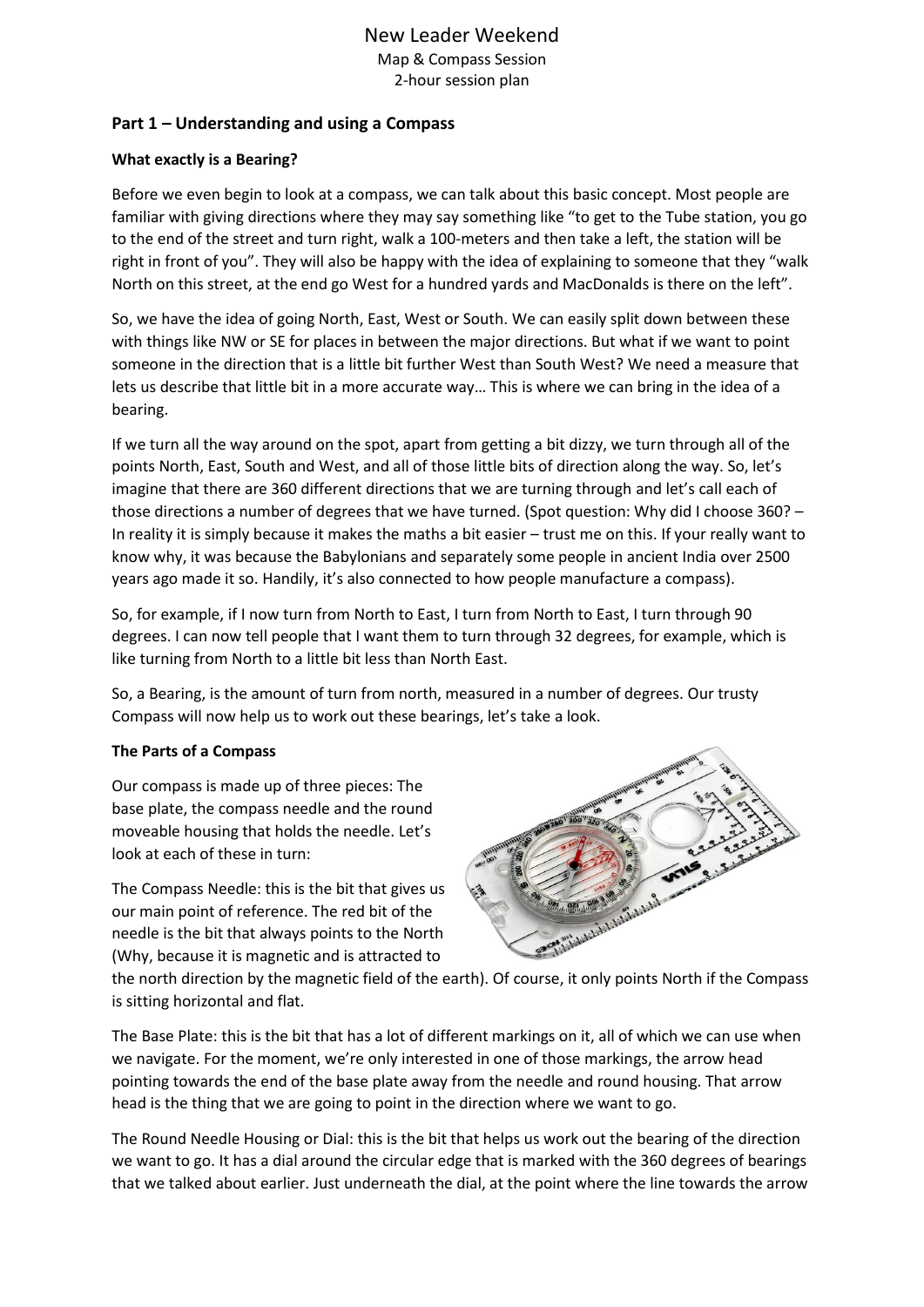# New Leader Weekend

Map & Compass Session
2-hour session plan

## Part 1 – Understanding and using a Compass

### What exactly is a Bearing?

Before we even begin to look at a compass, we can talk about this basic concept. Most people are familiar with giving directions where they may say something like "to get to the Tube station, you go to the end of the street and turn right, walk a 100-meters and then take a left, the station will be right in front of you". They will also be happy with the idea of explaining to someone that they "walk North on this street, at the end go West for a hundred yards and MacDonalds is there on the left".

So, we have the idea of going North, East, West or South. We can easily split down between these with things like NW or SE for places in between the major directions. But what if we want to point someone in the direction that is a little bit further West than South West? We need a measure that lets us describe that little bit in a more accurate way… This is where we can bring in the idea of a bearing.

If we turn all the way around on the spot, apart from getting a bit dizzy, we turn through all of the points North, East, South and West, and all of those little bits of direction along the way. So, let's imagine that there are 360 different directions that we are turning through and let's call each of those directions a number of degrees that we have turned. (Spot question: Why did I choose 360? – In reality it is simply because it makes the maths a bit easier – trust me on this. If your really want to know why, it was because the Babylonians and separately some people in ancient India over 2500 years ago made it so. Handily, it's also connected to how people manufacture a compass).

So, for example, if I now turn from North to East, I turn from North to East, I turn through 90 degrees. I can now tell people that I want them to turn through 32 degrees, for example, which is like turning from North to a little bit less than North East.

So, a Bearing, is the amount of turn from north, measured in a number of degrees. Our trusty Compass will now help us to work out these bearings, let's take a look.

### The Parts of a Compass

Our compass is made up of three pieces: The base plate, the compass needle and the round moveable housing that holds the needle. Let's look at each of these in turn:

The Compass Needle: this is the bit that gives us our main point of reference. The red bit of the needle is the bit that always points to the North (Why, because it is magnetic and is attracted to the north direction by the magnetic field of the earth). Of course, it only points North if the Compass is sitting horizontal and flat.

The Base Plate: this is the bit that has a lot of different markings on it, all of which we can use when we navigate. For the moment, we're only interested in one of those markings, the arrow head pointing towards the end of the base plate away from the needle and round housing. That arrow head is the thing that we are going to point in the direction where we want to go.

The Round Needle Housing or Dial: this is the bit that helps us work out the bearing of the direction we want to go. It has a dial around the circular edge that is marked with the 360 degrees of bearings that we talked about earlier. Just underneath the dial, at the point where the line towards the arrow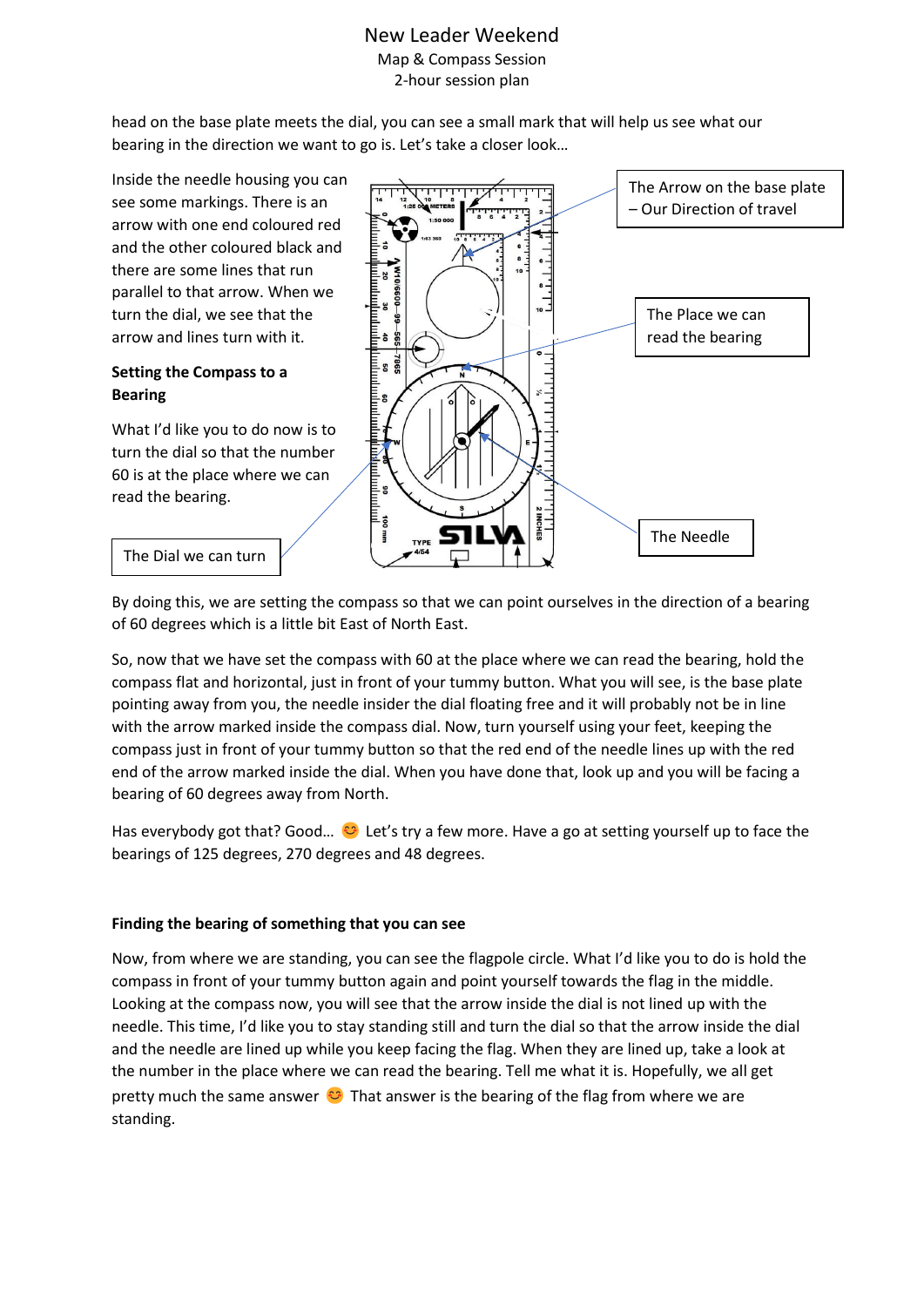head on the base plate meets the dial, you can see a small mark that will help us see what our bearing in the direction we want to go is. Let's take a closer look…

Inside the needle housing you can see some markings. There is an arrow with one end coloured red and the other coloured black and there are some lines that run parallel to that arrow. When we turn the dial, we see that the arrow and lines turn with it.

**Setting the Compass to a Bearing**

What I'd like you to do now is to turn the dial so that the number 60 is at the place where we can read the bearing.

The Arrow on the base plate – Our Direction of travel

The Place we can read the bearing

The Dial we can turn

The Needle

By doing this, we are setting the compass so that we can point ourselves in the direction of a bearing of 60 degrees which is a little bit East of North East.

So, now that we have set the compass with 60 at the place where we can read the bearing, hold the compass flat and horizontal, just in front of your tummy button. What you will see, is the base plate pointing away from you, the needle insider the dial floating free and it will probably not be in line with the arrow marked inside the compass dial. Now, turn yourself using your feet, keeping the compass just in front of your tummy button so that the red end of the needle lines up with the red end of the arrow marked inside the dial. When you have done that, look up and you will be facing a bearing of 60 degrees away from North.

Has everybody got that? Good… 😊 Let's try a few more. Have a go at setting yourself up to face the bearings of 125 degrees, 270 degrees and 48 degrees.

**Finding the bearing of something that you can see**

Now, from where we are standing, you can see the flagpole circle. What I'd like you to do is hold the compass in front of your tummy button again and point yourself towards the flag in the middle. Looking at the compass now, you will see that the arrow inside the dial is not lined up with the needle. This time, I'd like you to stay standing still and turn the dial so that the arrow inside the dial and the needle are lined up while you keep facing the flag. When they are lined up, take a look at the number in the place where we can read the bearing. Tell me what it is. Hopefully, we all get pretty much the same answer 😊 That answer is the bearing of the flag from where we are standing.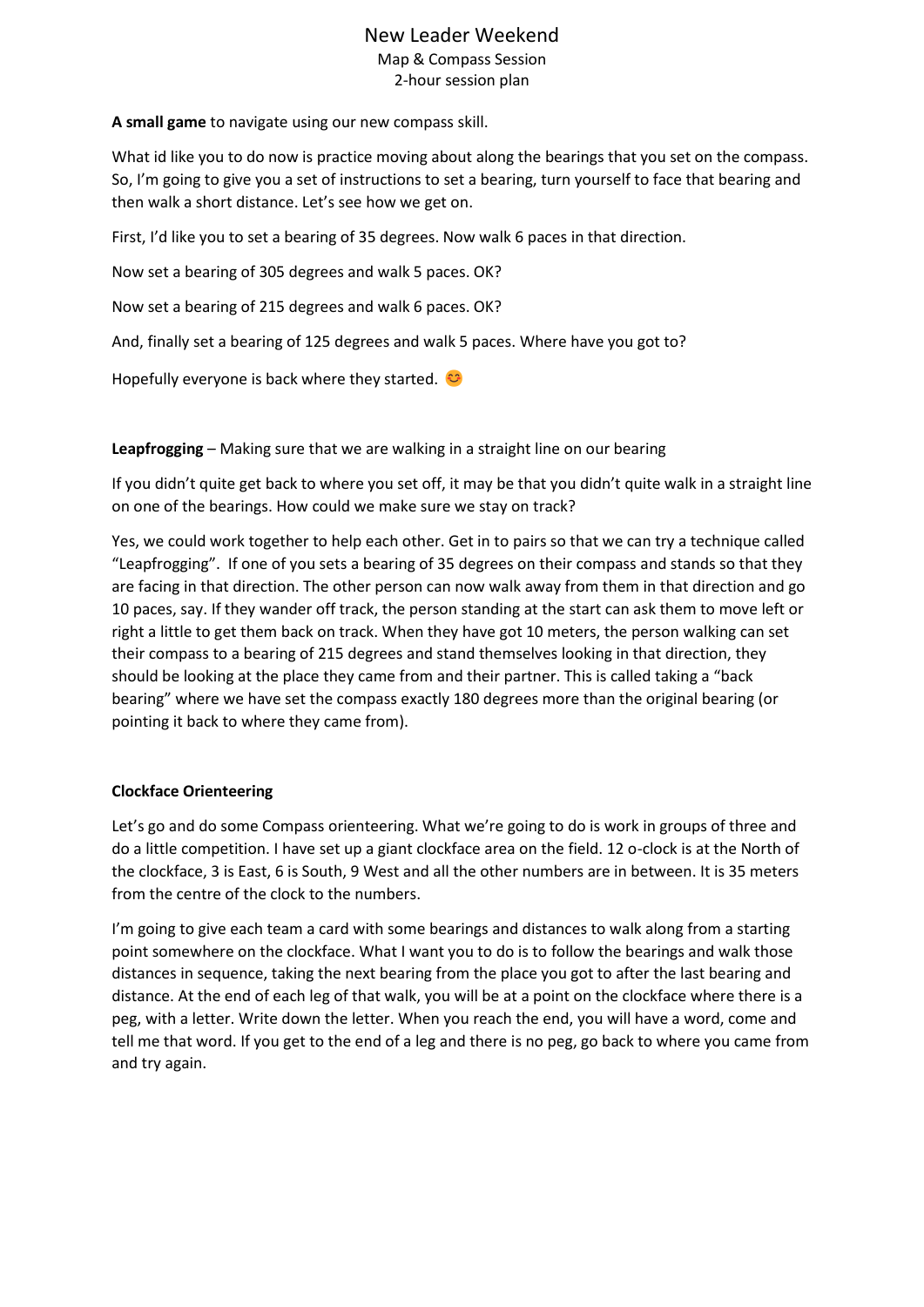# New Leader Weekend

Map & Compass Session

2-hour session plan

**A small game** to navigate using our new compass skill.

What id like you to do now is practice moving about along the bearings that you set on the compass. So, I'm going to give you a set of instructions to set a bearing, turn yourself to face that bearing and then walk a short distance. Let's see how we get on.

First, I'd like you to set a bearing of 35 degrees. Now walk 6 paces in that direction.

Now set a bearing of 305 degrees and walk 5 paces. OK?

Now set a bearing of 215 degrees and walk 6 paces. OK?

And, finally set a bearing of 125 degrees and walk 5 paces. Where have you got to?

Hopefully everyone is back where they started. 😊

**Leapfrogging** – Making sure that we are walking in a straight line on our bearing

If you didn't quite get back to where you set off, it may be that you didn't quite walk in a straight line on one of the bearings. How could we make sure we stay on track?

Yes, we could work together to help each other. Get in to pairs so that we can try a technique called "Leapfrogging". If one of you sets a bearing of 35 degrees on their compass and stands so that they are facing in that direction. The other person can now walk away from them in that direction and go 10 paces, say. If they wander off track, the person standing at the start can ask them to move left or right a little to get them back on track. When they have got 10 meters, the person walking can set their compass to a bearing of 215 degrees and stand themselves looking in that direction, they should be looking at the place they came from and their partner. This is called taking a "back bearing" where we have set the compass exactly 180 degrees more than the original bearing (or pointing it back to where they came from).

**Clockface Orienteering**

Let's go and do some Compass orienteering. What we're going to do is work in groups of three and do a little competition. I have set up a giant clockface area on the field. 12 o-clock is at the North of the clockface, 3 is East, 6 is South, 9 West and all the other numbers are in between. It is 35 meters from the centre of the clock to the numbers.

I'm going to give each team a card with some bearings and distances to walk along from a starting point somewhere on the clockface. What I want you to do is to follow the bearings and walk those distances in sequence, taking the next bearing from the place you got to after the last bearing and distance. At the end of each leg of that walk, you will be at a point on the clockface where there is a peg, with a letter. Write down the letter. When you reach the end, you will have a word, come and tell me that word. If you get to the end of a leg and there is no peg, go back to where you came from and try again.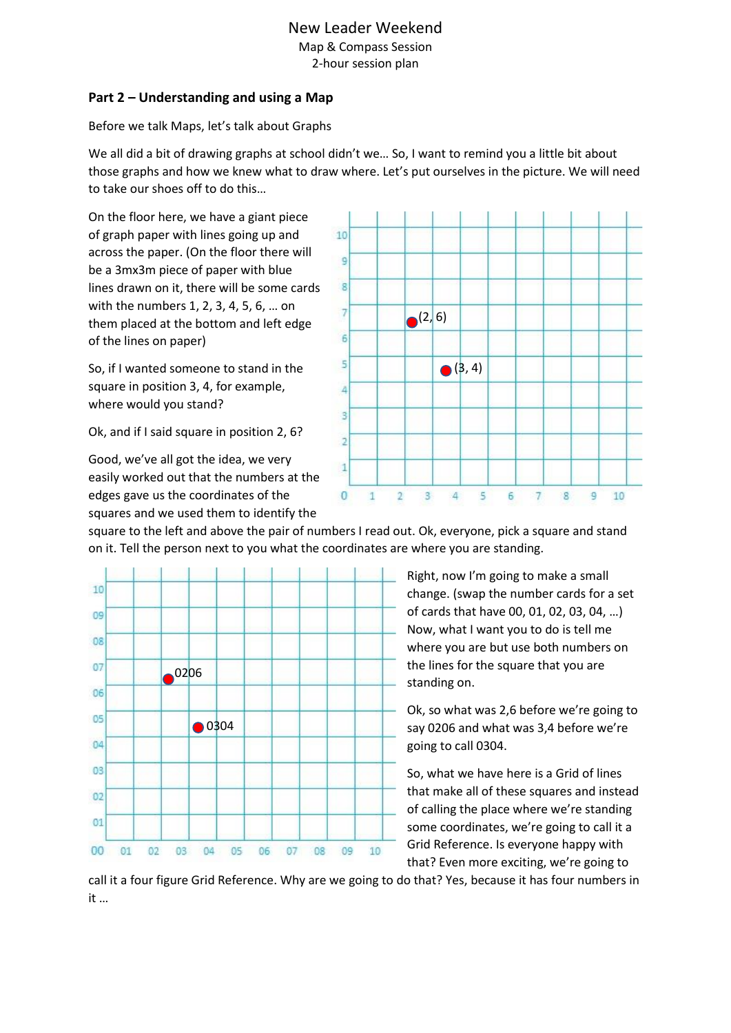New Leader Weekend

Map & Compass Session

2-hour session plan

## Part 2 – Understanding and using a Map

Before we talk Maps, let's talk about Graphs

We all did a bit of drawing graphs at school didn't we… So, I want to remind you a little bit about those graphs and how we knew what to draw where. Let's put ourselves in the picture. We will need to take our shoes off to do this…

On the floor here, we have a giant piece of graph paper with lines going up and across the paper. (On the floor there will be a 3mx3m piece of paper with blue lines drawn on it, there will be some cards with the numbers 1, 2, 3, 4, 5, 6, … on them placed at the bottom and left edge of the lines on paper)

So, if I wanted someone to stand in the square in position 3, 4, for example, where would you stand?

Ok, and if I said square in position 2, 6?

Good, we've all got the idea, we very easily worked out that the numbers at the edges gave us the coordinates of the squares and we used them to identify the square to the left and above the pair of numbers I read out. Ok, everyone, pick a square and stand on it. Tell the person next to you what the coordinates are where you are standing.

Right, now I'm going to make a small change. (swap the number cards for a set of cards that have 00, 01, 02, 03, 04, …) Now, what I want you to do is tell me where you are but use both numbers on the lines for the square that you are standing on.

Ok, so what was 2,6 before we're going to say 0206 and what was 3,4 before we're going to call 0304.

So, what we have here is a Grid of lines that make all of these squares and instead of calling the place where we're standing some coordinates, we're going to call it a Grid Reference. Is everyone happy with that? Even more exciting, we're going to call it a four figure Grid Reference. Why are we going to do that? Yes, because it has four numbers in it …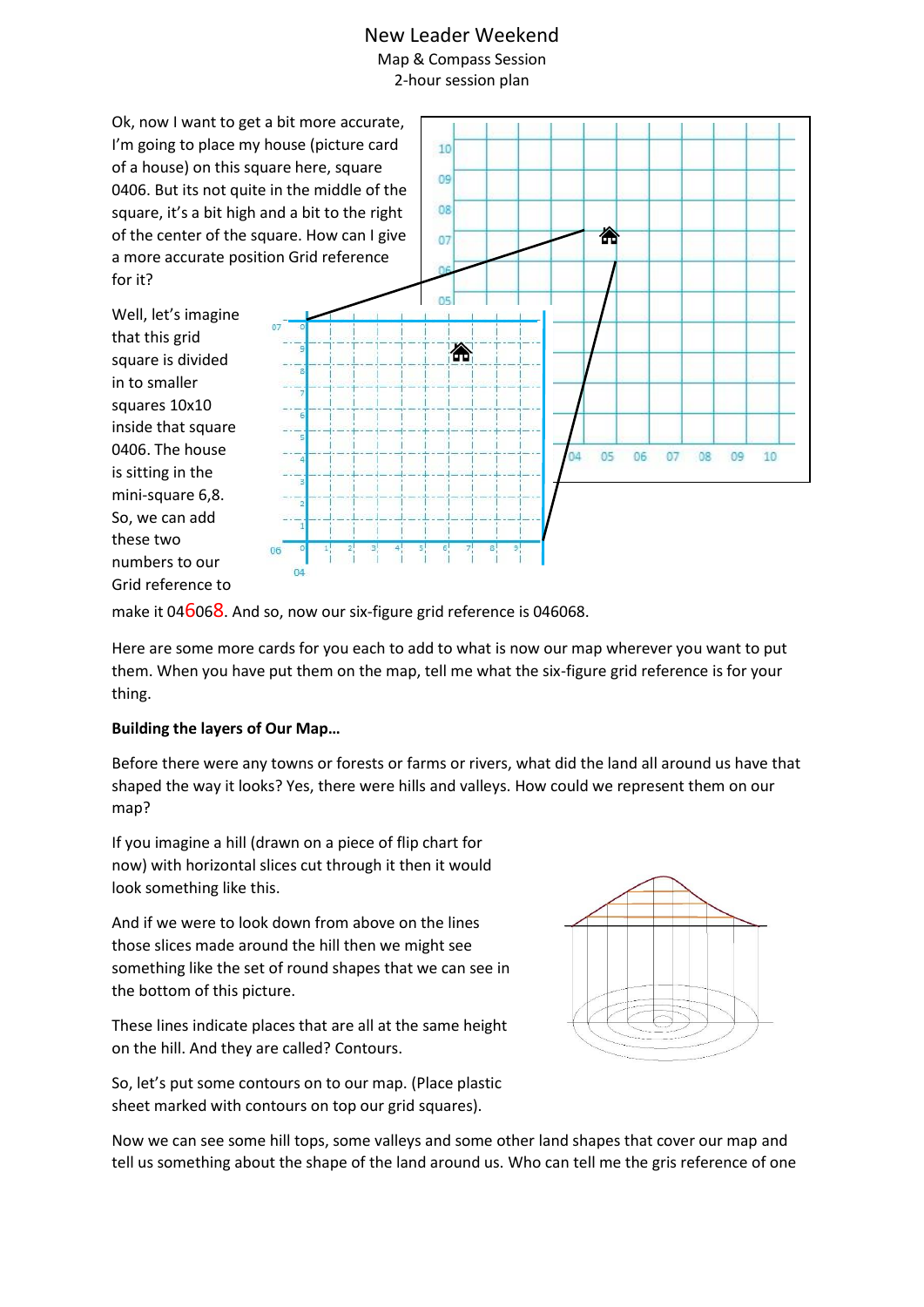New Leader Weekend
Map & Compass Session
2-hour session plan

Ok, now I want to get a bit more accurate, I'm going to place my house (picture card of a house) on this square here, square 0406. But its not quite in the middle of the square, it's a bit high and a bit to the right of the center of the square. How can I give a more accurate position Grid reference for it?

Well, let's imagine that this grid square is divided in to smaller squares 10x10 inside that square 0406. The house is sitting in the mini-square 6,8. So, we can add these two numbers to our Grid reference to make it 046068. And so, now our six-figure grid reference is 046068.

Here are some more cards for you each to add to what is now our map wherever you want to put them. When you have put them on the map, tell me what the six-figure grid reference is for your thing.

**Building the layers of Our Map…**

Before there were any towns or forests or farms or rivers, what did the land all around us have that shaped the way it looks? Yes, there were hills and valleys. How could we represent them on our map?

If you imagine a hill (drawn on a piece of flip chart for now) with horizontal slices cut through it then it would look something like this.

And if we were to look down from above on the lines those slices made around the hill then we might see something like the set of round shapes that we can see in the bottom of this picture.

These lines indicate places that are all at the same height on the hill. And they are called? Contours.

So, let's put some contours on to our map. (Place plastic sheet marked with contours on top our grid squares).

Now we can see some hill tops, some valleys and some other land shapes that cover our map and tell us something about the shape of the land around us. Who can tell me the gris reference of one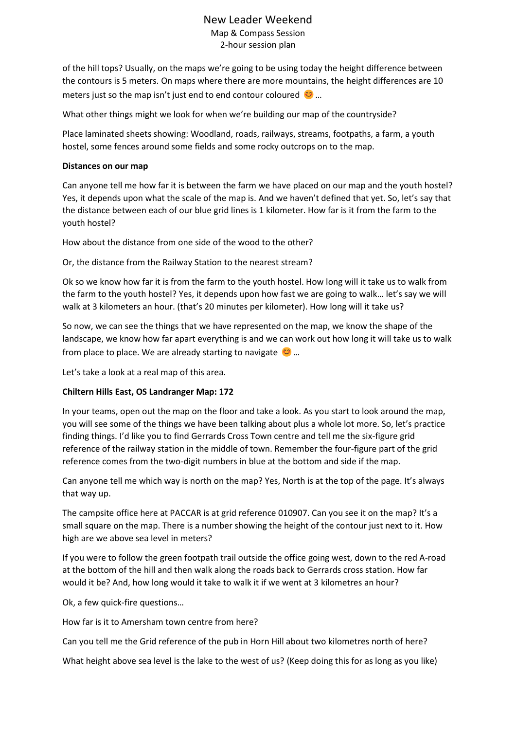of the hill tops? Usually, on the maps we're going to be using today the height difference between the contours is 5 meters. On maps where there are more mountains, the height differences are 10 meters just so the map isn't just end to end contour coloured 😊 …

What other things might we look for when we're building our map of the countryside?

Place laminated sheets showing: Woodland, roads, railways, streams, footpaths, a farm, a youth hostel, some fences around some fields and some rocky outcrops on to the map.

**Distances on our map**

Can anyone tell me how far it is between the farm we have placed on our map and the youth hostel? Yes, it depends upon what the scale of the map is. And we haven't defined that yet. So, let's say that the distance between each of our blue grid lines is 1 kilometer. How far is it from the farm to the youth hostel?

How about the distance from one side of the wood to the other?

Or, the distance from the Railway Station to the nearest stream?

Ok so we know how far it is from the farm to the youth hostel. How long will it take us to walk from the farm to the youth hostel? Yes, it depends upon how fast we are going to walk… let's say we will walk at 3 kilometers an hour. (that's 20 minutes per kilometer). How long will it take us?

So now, we can see the things that we have represented on the map, we know the shape of the landscape, we know how far apart everything is and we can work out how long it will take us to walk from place to place. We are already starting to navigate 😊 …

Let's take a look at a real map of this area.

**Chiltern Hills East, OS Landranger Map: 172**

In your teams, open out the map on the floor and take a look. As you start to look around the map, you will see some of the things we have been talking about plus a whole lot more. So, let's practice finding things. I'd like you to find Gerrards Cross Town centre and tell me the six-figure grid reference of the railway station in the middle of town. Remember the four-figure part of the grid reference comes from the two-digit numbers in blue at the bottom and side if the map.

Can anyone tell me which way is north on the map? Yes, North is at the top of the page. It's always that way up.

The campsite office here at PACCAR is at grid reference 010907. Can you see it on the map? It's a small square on the map. There is a number showing the height of the contour just next to it. How high are we above sea level in meters?

If you were to follow the green footpath trail outside the office going west, down to the red A-road at the bottom of the hill and then walk along the roads back to Gerrards cross station. How far would it be? And, how long would it take to walk it if we went at 3 kilometres an hour?

Ok, a few quick-fire questions…

How far is it to Amersham town centre from here?

Can you tell me the Grid reference of the pub in Horn Hill about two kilometres north of here?

What height above sea level is the lake to the west of us? (Keep doing this for as long as you like)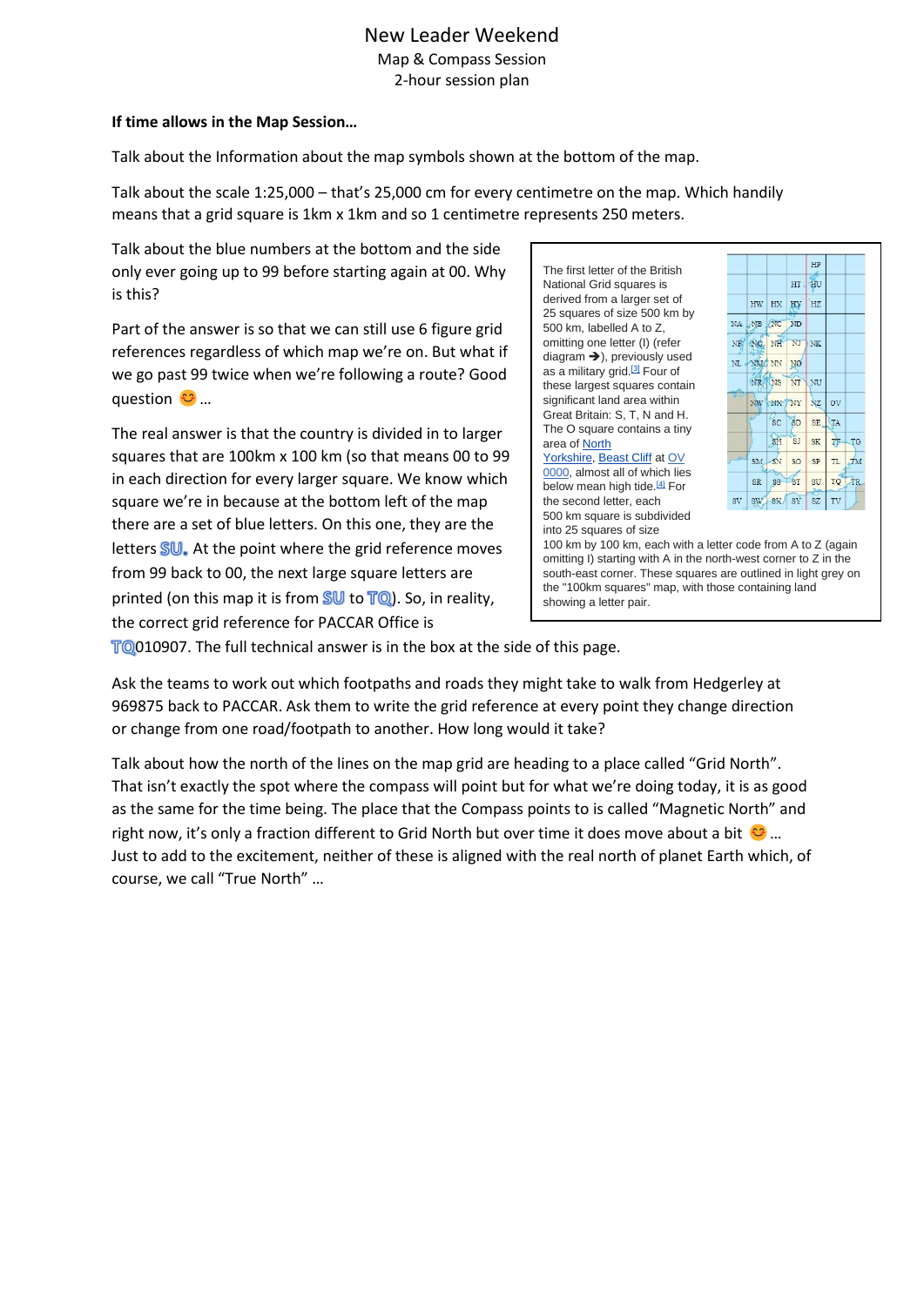# New Leader Weekend

Map & Compass Session

2-hour session plan

**If time allows in the Map Session…**

Talk about the Information about the map symbols shown at the bottom of the map.

Talk about the scale 1:25,000 – that's 25,000 cm for every centimetre on the map. Which handily means that a grid square is 1km x 1km and so 1 centimetre represents 250 meters.

Talk about the blue numbers at the bottom and the side only ever going up to 99 before starting again at 00. Why is this?

Part of the answer is so that we can still use 6 figure grid references regardless of which map we're on. But what if we go past 99 twice when we're following a route? Good question 😊 …

The real answer is that the country is divided in to larger squares that are 100km x 100 km (so that means 00 to 99 in each direction for every larger square. We know which square we're in because at the bottom left of the map there are a set of blue letters. On this one, they are the letters SU. At the point where the grid reference moves from 99 back to 00, the next large square letters are printed (on this map it is from SU to TQ). So, in reality, the correct grid reference for PACCAR Office is TQ010907. The full technical answer is in the box at the side of this page.

> The first letter of the British National Grid squares is derived from a larger set of 25 squares of size 500 km by 500 km, labelled A to Z, omitting one letter (I) (refer diagram ➔), previously used as a military grid.[3] Four of these largest squares contain significant land area within Great Britain: S, T, N and H. The O square contains a tiny area of North Yorkshire, Beast Cliff at OV 0000, almost all of which lies below mean high tide.[4] For the second letter, each 500 km square is subdivided into 25 squares of size 100 km by 100 km, each with a letter code from A to Z (again omitting I) starting with A in the north-west corner to Z in the south-east corner. These squares are outlined in light grey on the "100km squares" map, with those containing land showing a letter pair.

Ask the teams to work out which footpaths and roads they might take to walk from Hedgerley at 969875 back to PACCAR. Ask them to write the grid reference at every point they change direction or change from one road/footpath to another. How long would it take?

Talk about how the north of the lines on the map grid are heading to a place called "Grid North". That isn't exactly the spot where the compass will point but for what we're doing today, it is as good as the same for the time being. The place that the Compass points to is called "Magnetic North" and right now, it's only a fraction different to Grid North but over time it does move about a bit 😊 … Just to add to the excitement, neither of these is aligned with the real north of planet Earth which, of course, we call "True North" …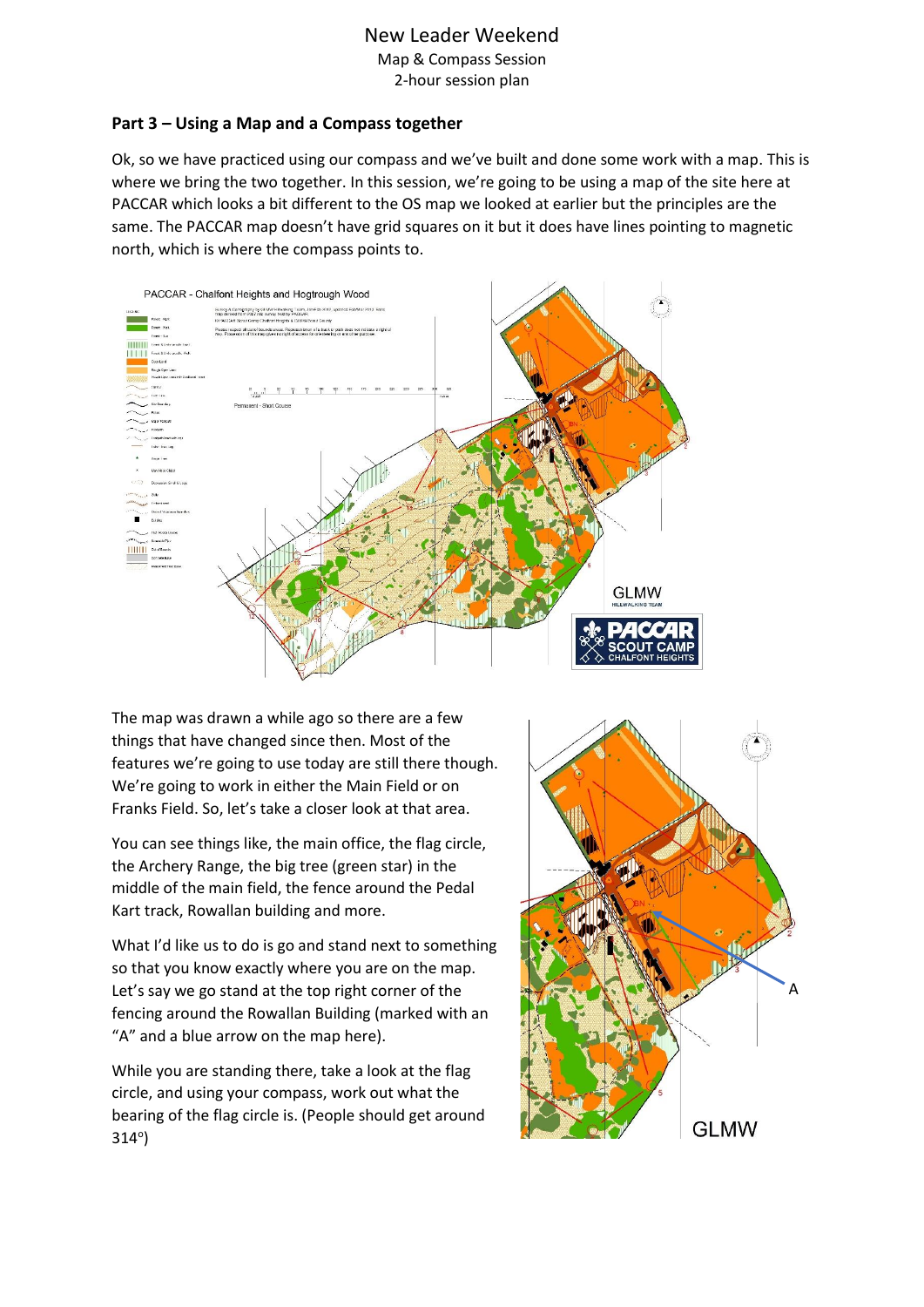New Leader Weekend
Map & Compass Session
2-hour session plan

## Part 3 – Using a Map and a Compass together

Ok, so we have practiced using our compass and we've built and done some work with a map. This is where we bring the two together. In this session, we're going to be using a map of the site here at PACCAR which looks a bit different to the OS map we looked at earlier but the principles are the same. The PACCAR map doesn't have grid squares on it but it does have lines pointing to magnetic north, which is where the compass points to.

The map was drawn a while ago so there are a few things that have changed since then. Most of the features we're going to use today are still there though. We're going to work in either the Main Field or on Franks Field. So, let's take a closer look at that area.

You can see things like, the main office, the flag circle, the Archery Range, the big tree (green star) in the middle of the main field, the fence around the Pedal Kart track, Rowallan building and more.

What I'd like us to do is go and stand next to something so that you know exactly where you are on the map. Let's say we go stand at the top right corner of the fencing around the Rowallan Building (marked with an "A" and a blue arrow on the map here).

While you are standing there, take a look at the flag circle, and using your compass, work out what the bearing of the flag circle is. (People should get around 314°)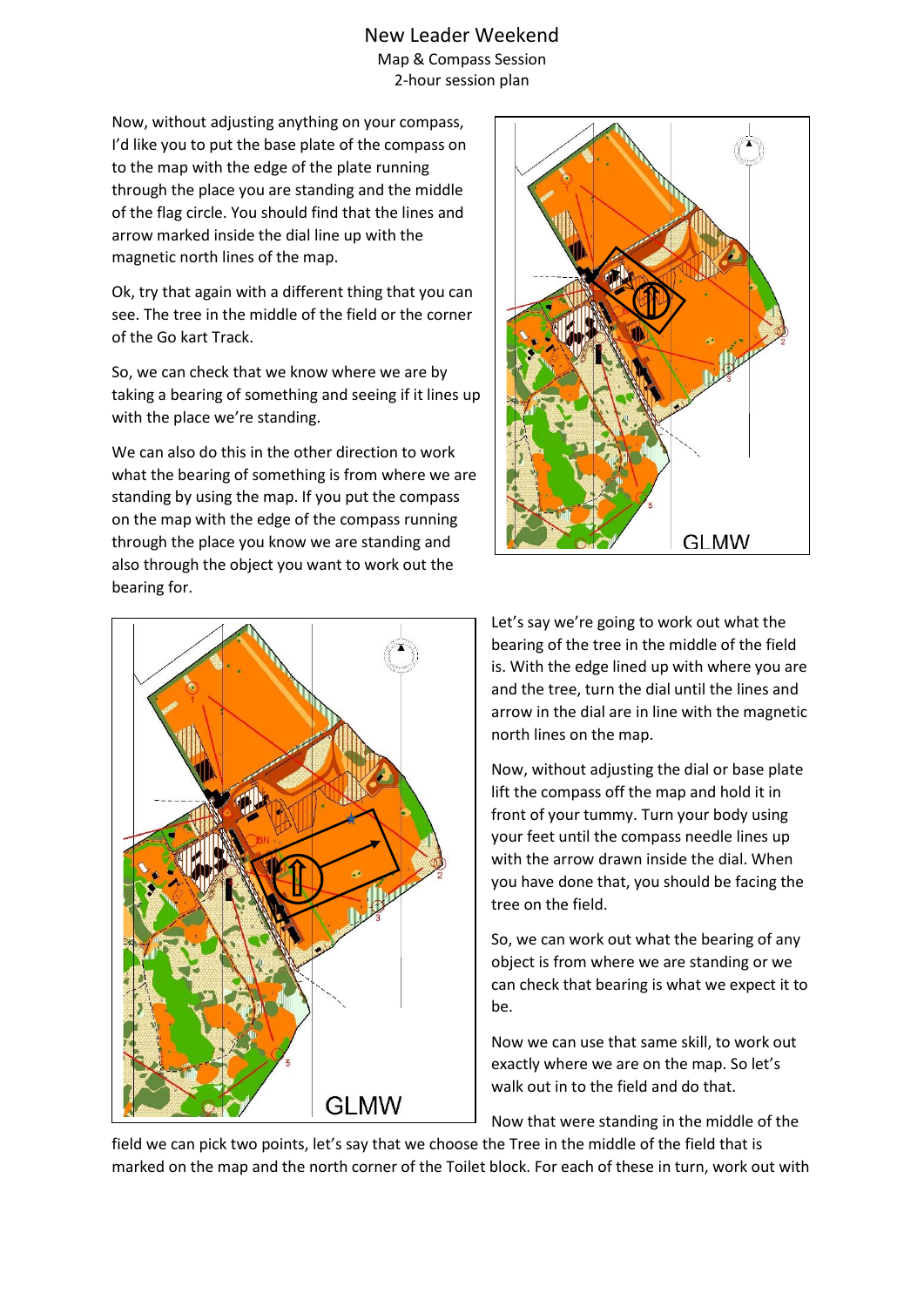New Leader Weekend
Map & Compass Session
2-hour session plan

Now, without adjusting anything on your compass, I'd like you to put the base plate of the compass on to the map with the edge of the plate running through the place you are standing and the middle of the flag circle. You should find that the lines and arrow marked inside the dial line up with the magnetic north lines of the map.

Ok, try that again with a different thing that you can see. The tree in the middle of the field or the corner of the Go kart Track.

So, we can check that we know where we are by taking a bearing of something and seeing if it lines up with the place we're standing.

We can also do this in the other direction to work what the bearing of something is from where we are standing by using the map. If you put the compass on the map with the edge of the compass running through the place you know we are standing and also through the object you want to work out the bearing for.

Let's say we're going to work out what the bearing of the tree in the middle of the field is. With the edge lined up with where you are and the tree, turn the dial until the lines and arrow in the dial are in line with the magnetic north lines on the map.

Now, without adjusting the dial or base plate lift the compass off the map and hold it in front of your tummy. Turn your body using your feet until the compass needle lines up with the arrow drawn inside the dial. When you have done that, you should be facing the tree on the field.

So, we can work out what the bearing of any object is from where we are standing or we can check that bearing is what we expect it to be.

Now we can use that same skill, to work out exactly where we are on the map. So let's walk out in to the field and do that.

Now that were standing in the middle of the field we can pick two points, let's say that we choose the Tree in the middle of the field that is marked on the map and the north corner of the Toilet block. For each of these in turn, work out with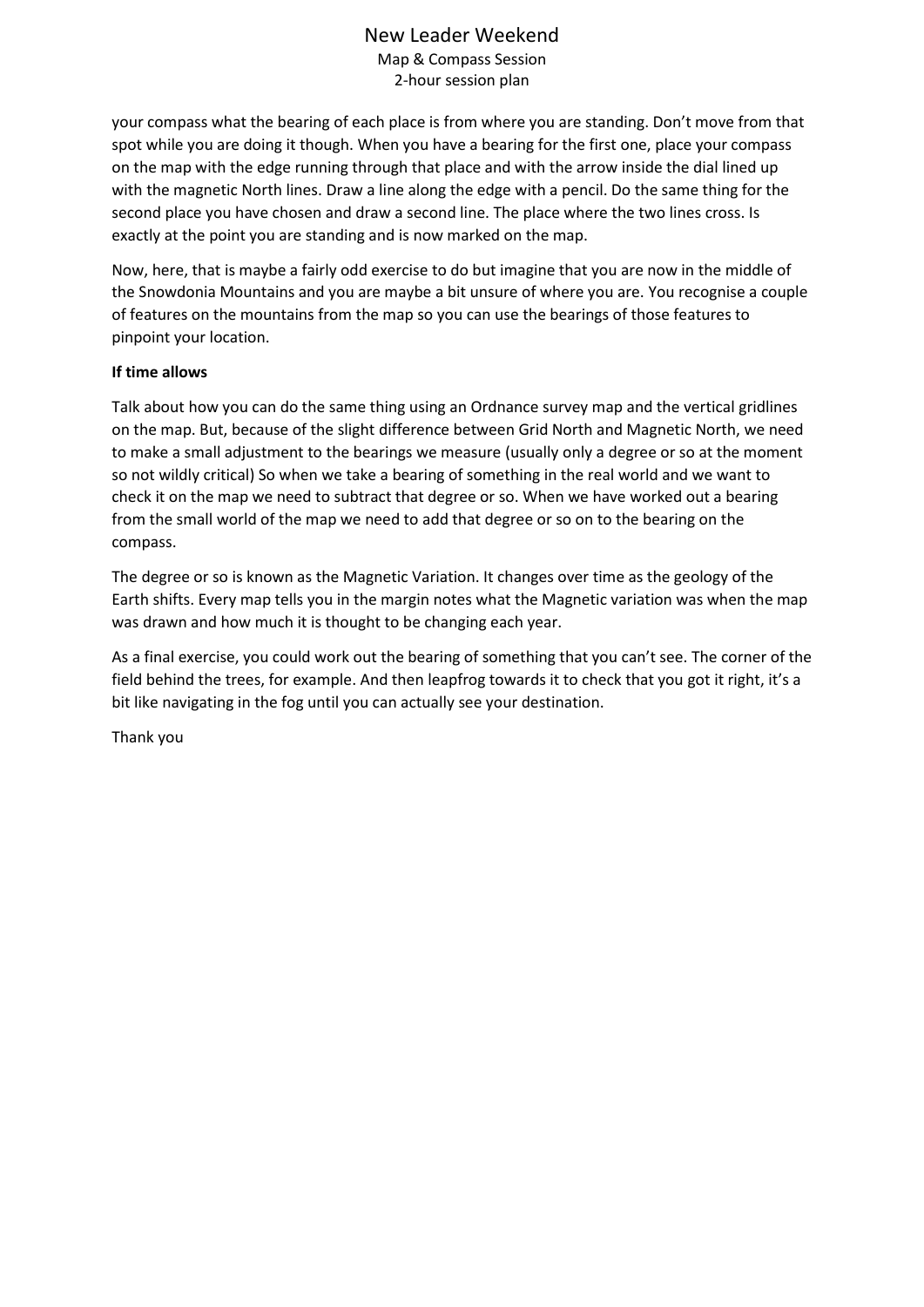your compass what the bearing of each place is from where you are standing. Don't move from that spot while you are doing it though. When you have a bearing for the first one, place your compass on the map with the edge running through that place and with the arrow inside the dial lined up with the magnetic North lines. Draw a line along the edge with a pencil. Do the same thing for the second place you have chosen and draw a second line. The place where the two lines cross. Is exactly at the point you are standing and is now marked on the map.

Now, here, that is maybe a fairly odd exercise to do but imagine that you are now in the middle of the Snowdonia Mountains and you are maybe a bit unsure of where you are. You recognise a couple of features on the mountains from the map so you can use the bearings of those features to pinpoint your location.

**If time allows**

Talk about how you can do the same thing using an Ordnance survey map and the vertical gridlines on the map. But, because of the slight difference between Grid North and Magnetic North, we need to make a small adjustment to the bearings we measure (usually only a degree or so at the moment so not wildly critical) So when we take a bearing of something in the real world and we want to check it on the map we need to subtract that degree or so. When we have worked out a bearing from the small world of the map we need to add that degree or so on to the bearing on the compass.

The degree or so is known as the Magnetic Variation. It changes over time as the geology of the Earth shifts. Every map tells you in the margin notes what the Magnetic variation was when the map was drawn and how much it is thought to be changing each year.

As a final exercise, you could work out the bearing of something that you can't see. The corner of the field behind the trees, for example. And then leapfrog towards it to check that you got it right, it's a bit like navigating in the fog until you can actually see your destination.

Thank you